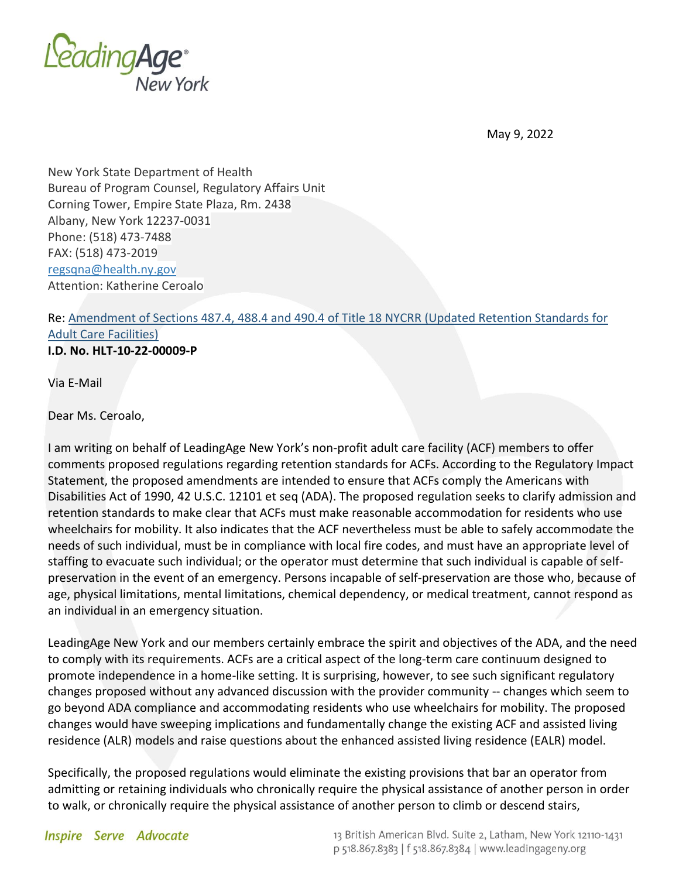LeadingAge New York

May 9, 2022

New York State Department of Health
Bureau of Program Counsel, Regulatory Affairs Unit
Corning Tower, Empire State Plaza, Rm. 2438
Albany, New York 12237-0031
Phone: (518) 473-7488
FAX: (518) 473-2019
regsqna@health.ny.gov
Attention: Katherine Ceroalo

Re: Amendment of Sections 487.4, 488.4 and 490.4 of Title 18 NYCRR (Updated Retention Standards for Adult Care Facilities)
**I.D. No. HLT-10-22-00009-P**

Via E-Mail

Dear Ms. Ceroalo,

I am writing on behalf of LeadingAge New York's non-profit adult care facility (ACF) members to offer comments proposed regulations regarding retention standards for ACFs. According to the Regulatory Impact Statement, the proposed amendments are intended to ensure that ACFs comply the Americans with Disabilities Act of 1990, 42 U.S.C. 12101 et seq (ADA). The proposed regulation seeks to clarify admission and retention standards to make clear that ACFs must make reasonable accommodation for residents who use wheelchairs for mobility. It also indicates that the ACF nevertheless must be able to safely accommodate the needs of such individual, must be in compliance with local fire codes, and must have an appropriate level of staffing to evacuate such individual; or the operator must determine that such individual is capable of self-preservation in the event of an emergency. Persons incapable of self-preservation are those who, because of age, physical limitations, mental limitations, chemical dependency, or medical treatment, cannot respond as an individual in an emergency situation.

LeadingAge New York and our members certainly embrace the spirit and objectives of the ADA, and the need to comply with its requirements. ACFs are a critical aspect of the long-term care continuum designed to promote independence in a home-like setting. It is surprising, however, to see such significant regulatory changes proposed without any advanced discussion with the provider community -- changes which seem to go beyond ADA compliance and accommodating residents who use wheelchairs for mobility. The proposed changes would have sweeping implications and fundamentally change the existing ACF and assisted living residence (ALR) models and raise questions about the enhanced assisted living residence (EALR) model.

Specifically, the proposed regulations would eliminate the existing provisions that bar an operator from admitting or retaining individuals who chronically require the physical assistance of another person in order to walk, or chronically require the physical assistance of another person to climb or descend stairs,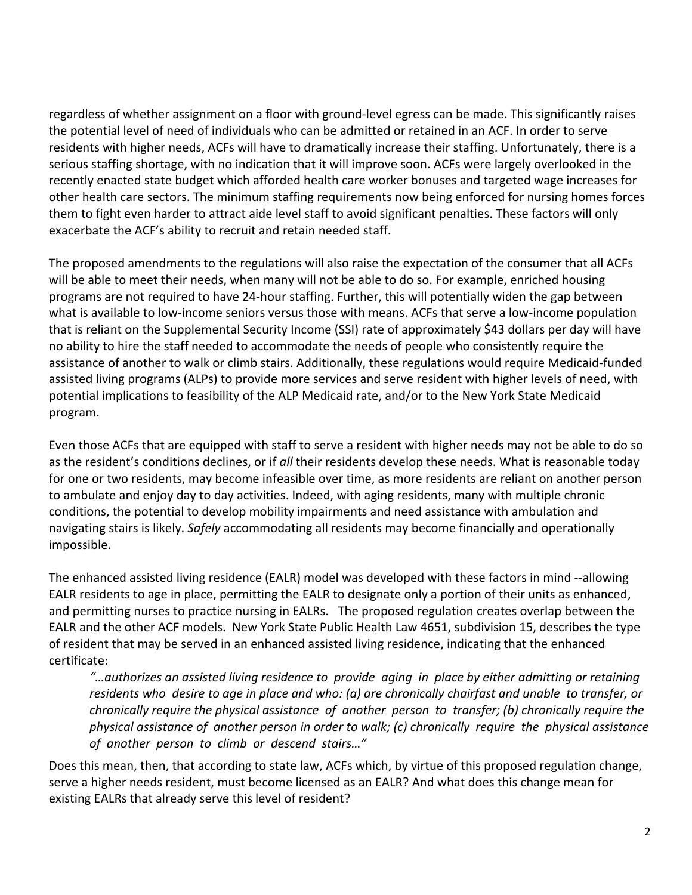regardless of whether assignment on a floor with ground-level egress can be made. This significantly raises the potential level of need of individuals who can be admitted or retained in an ACF. In order to serve residents with higher needs, ACFs will have to dramatically increase their staffing. Unfortunately, there is a serious staffing shortage, with no indication that it will improve soon. ACFs were largely overlooked in the recently enacted state budget which afforded health care worker bonuses and targeted wage increases for other health care sectors. The minimum staffing requirements now being enforced for nursing homes forces them to fight even harder to attract aide level staff to avoid significant penalties. These factors will only exacerbate the ACF's ability to recruit and retain needed staff.

The proposed amendments to the regulations will also raise the expectation of the consumer that all ACFs will be able to meet their needs, when many will not be able to do so. For example, enriched housing programs are not required to have 24-hour staffing. Further, this will potentially widen the gap between what is available to low-income seniors versus those with means. ACFs that serve a low-income population that is reliant on the Supplemental Security Income (SSI) rate of approximately $43 dollars per day will have no ability to hire the staff needed to accommodate the needs of people who consistently require the assistance of another to walk or climb stairs. Additionally, these regulations would require Medicaid-funded assisted living programs (ALPs) to provide more services and serve resident with higher levels of need, with potential implications to feasibility of the ALP Medicaid rate, and/or to the New York State Medicaid program.

Even those ACFs that are equipped with staff to serve a resident with higher needs may not be able to do so as the resident's conditions declines, or if *all* their residents develop these needs. What is reasonable today for one or two residents, may become infeasible over time, as more residents are reliant on another person to ambulate and enjoy day to day activities. Indeed, with aging residents, many with multiple chronic conditions, the potential to develop mobility impairments and need assistance with ambulation and navigating stairs is likely. *Safely* accommodating all residents may become financially and operationally impossible.

The enhanced assisted living residence (EALR) model was developed with these factors in mind --allowing EALR residents to age in place, permitting the EALR to designate only a portion of their units as enhanced, and permitting nurses to practice nursing in EALRs. The proposed regulation creates overlap between the EALR and the other ACF models. New York State Public Health Law 4651, subdivision 15, describes the type of resident that may be served in an enhanced assisted living residence, indicating that the enhanced certificate:

> *"…authorizes an assisted living residence to provide aging in place by either admitting or retaining residents who desire to age in place and who: (a) are chronically chairfast and unable to transfer, or chronically require the physical assistance of another person to transfer; (b) chronically require the physical assistance of another person in order to walk; (c) chronically require the physical assistance of another person to climb or descend stairs…"*

Does this mean, then, that according to state law, ACFs which, by virtue of this proposed regulation change, serve a higher needs resident, must become licensed as an EALR? And what does this change mean for existing EALRs that already serve this level of resident?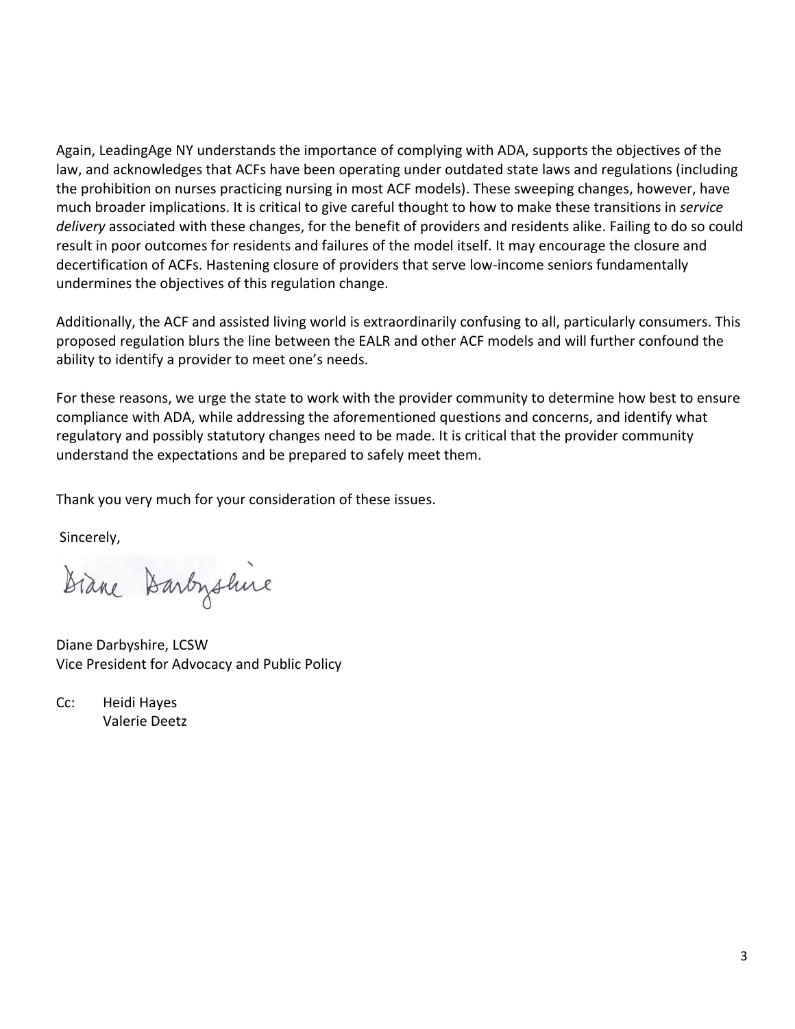Again, LeadingAge NY understands the importance of complying with ADA, supports the objectives of the law, and acknowledges that ACFs have been operating under outdated state laws and regulations (including the prohibition on nurses practicing nursing in most ACF models). These sweeping changes, however, have much broader implications. It is critical to give careful thought to how to make these transitions in *service delivery* associated with these changes, for the benefit of providers and residents alike. Failing to do so could result in poor outcomes for residents and failures of the model itself. It may encourage the closure and decertification of ACFs. Hastening closure of providers that serve low-income seniors fundamentally undermines the objectives of this regulation change.

Additionally, the ACF and assisted living world is extraordinarily confusing to all, particularly consumers. This proposed regulation blurs the line between the EALR and other ACF models and will further confound the ability to identify a provider to meet one's needs.

For these reasons, we urge the state to work with the provider community to determine how best to ensure compliance with ADA, while addressing the aforementioned questions and concerns, and identify what regulatory and possibly statutory changes need to be made. It is critical that the provider community understand the expectations and be prepared to safely meet them.

Thank you very much for your consideration of these issues.

Sincerely,

Diane Darbyshire

Diane Darbyshire, LCSW
Vice President for Advocacy and Public Policy

Cc: Heidi Hayes
Valerie Deetz